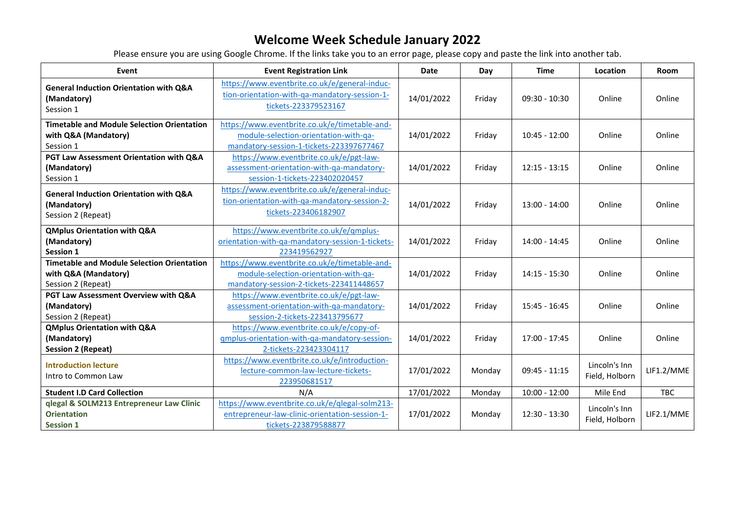# Welcome Week Schedule January 2022

Please ensure you are using Google Chrome. If the links take you to an error page, please copy and paste the link into another tab.

| Event | Event Registration Link | Date | Day | Time | Location | Room |
|---|---|---|---|---|---|---|
| **General Induction Orientation with Q&A (Mandatory)** Session 1 | https://www.eventbrite.co.uk/e/general-induction-orientation-with-qa-mandatory-session-1-tickets-223379523167 | 14/01/2022 | Friday | 09:30 - 10:30 | Online | Online |
| **Timetable and Module Selection Orientation with Q&A (Mandatory)** Session 1 | https://www.eventbrite.co.uk/e/timetable-and-module-selection-orientation-with-qa-mandatory-session-1-tickets-223397677467 | 14/01/2022 | Friday | 10:45 - 12:00 | Online | Online |
| **PGT Law Assessment Orientation with Q&A (Mandatory)** Session 1 | https://www.eventbrite.co.uk/e/pgt-law-assessment-orientation-with-qa-mandatory-session-1-tickets-223402020457 | 14/01/2022 | Friday | 12:15 - 13:15 | Online | Online |
| **General Induction Orientation with Q&A (Mandatory)** Session 2 (Repeat) | https://www.eventbrite.co.uk/e/general-induction-orientation-with-qa-mandatory-session-2-tickets-223406182907 | 14/01/2022 | Friday | 13:00 - 14:00 | Online | Online |
| **QMplus Orientation with Q&A (Mandatory) Session 1** | https://www.eventbrite.co.uk/e/qmplus-orientation-with-qa-mandatory-session-1-tickets-223419562927 | 14/01/2022 | Friday | 14:00 - 14:45 | Online | Online |
| **Timetable and Module Selection Orientation with Q&A (Mandatory)** Session 2 (Repeat) | https://www.eventbrite.co.uk/e/timetable-and-module-selection-orientation-with-qa-mandatory-session-2-tickets-223411448657 | 14/01/2022 | Friday | 14:15 - 15:30 | Online | Online |
| **PGT Law Assessment Overview with Q&A (Mandatory)** Session 2 (Repeat) | https://www.eventbrite.co.uk/e/pgt-law-assessment-orientation-with-qa-mandatory-session-2-tickets-223413795677 | 14/01/2022 | Friday | 15:45 - 16:45 | Online | Online |
| **QMplus Orientation with Q&A (Mandatory) Session 2 (Repeat)** | https://www.eventbrite.co.uk/e/copy-of-qmplus-orientation-with-qa-mandatory-session-2-tickets-223423304117 | 14/01/2022 | Friday | 17:00 - 17:45 | Online | Online |
| **Introduction lecture** Intro to Common Law | https://www.eventbrite.co.uk/e/introduction-lecture-common-law-lecture-tickets-223950681517 | 17/01/2022 | Monday | 09:45 - 11:15 | Lincoln's Inn Field, Holborn | LIF1.2/MME |
| **Student I.D Card Collection** | N/A | 17/01/2022 | Monday | 10:00 - 12:00 | Mile End | TBC |
| **qlegal & SOLM213 Entrepreneur Law Clinic Orientation Session 1** | https://www.eventbrite.co.uk/e/qlegal-solm213-entrepreneur-law-clinic-orientation-session-1-tickets-223879588877 | 17/01/2022 | Monday | 12:30 - 13:30 | Lincoln's Inn Field, Holborn | LIF2.1/MME |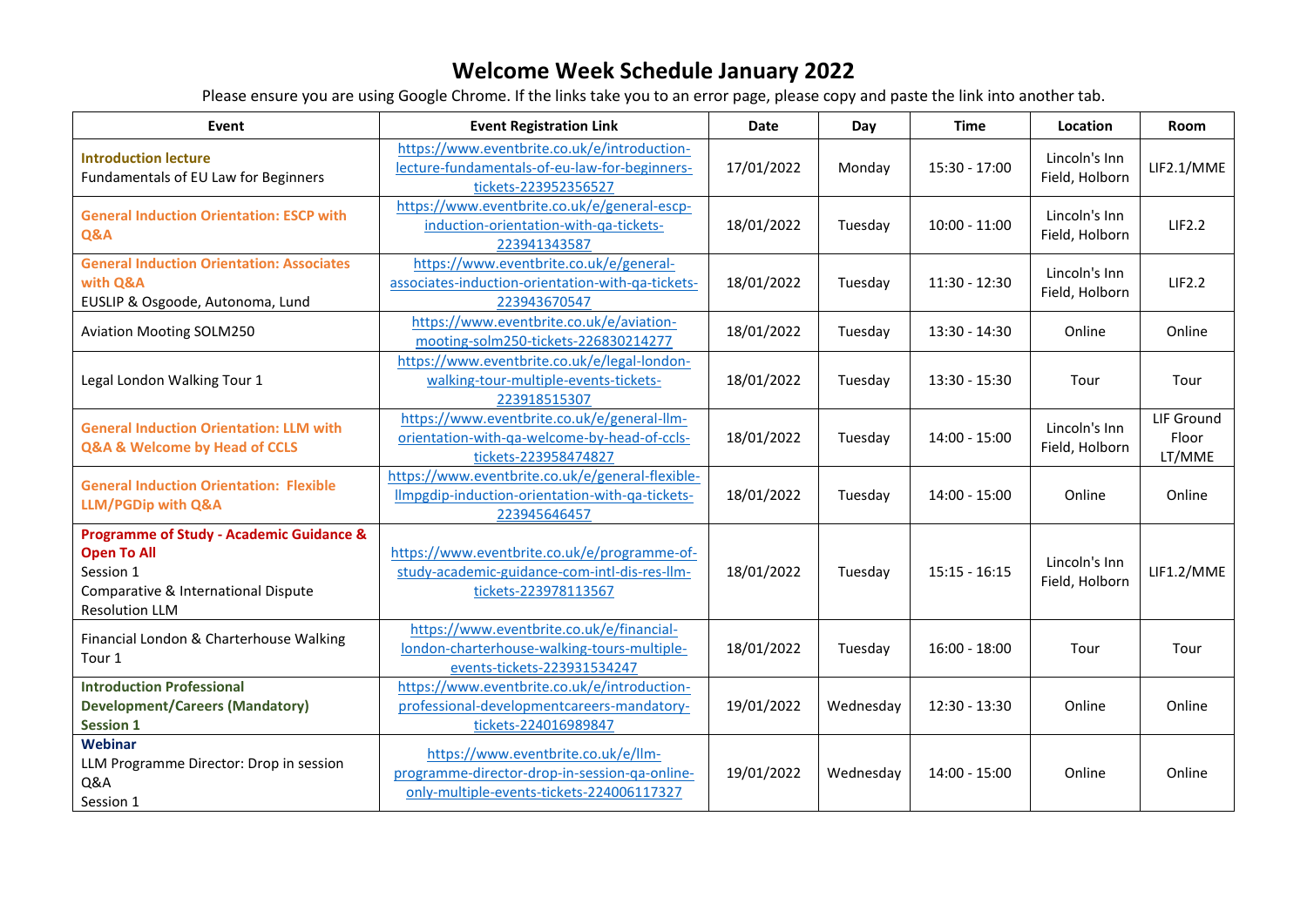# Welcome Week Schedule January 2022

Please ensure you are using Google Chrome. If the links take you to an error page, please copy and paste the link into another tab.

| Event | Event Registration Link | Date | Day | Time | Location | Room |
|---|---|---|---|---|---|---|
| **Introduction lecture** Fundamentals of EU Law for Beginners | https://www.eventbrite.co.uk/e/introduction-lecture-fundamentals-of-eu-law-for-beginners-tickets-223952356527 | 17/01/2022 | Monday | 15:30 - 17:00 | Lincoln's Inn Field, Holborn | LIF2.1/MME |
| **General Induction Orientation: ESCP with Q&A** | https://www.eventbrite.co.uk/e/general-escp-induction-orientation-with-qa-tickets-223941343587 | 18/01/2022 | Tuesday | 10:00 - 11:00 | Lincoln's Inn Field, Holborn | LIF2.2 |
| **General Induction Orientation: Associates with Q&A** EUSLIP & Osgoode, Autonoma, Lund | https://www.eventbrite.co.uk/e/general-associates-induction-orientation-with-qa-tickets-223943670547 | 18/01/2022 | Tuesday | 11:30 - 12:30 | Lincoln's Inn Field, Holborn | LIF2.2 |
| Aviation Mooting SOLM250 | https://www.eventbrite.co.uk/e/aviation-mooting-solm250-tickets-226830214277 | 18/01/2022 | Tuesday | 13:30 - 14:30 | Online | Online |
| Legal London Walking Tour 1 | https://www.eventbrite.co.uk/e/legal-london-walking-tour-multiple-events-tickets-223918515307 | 18/01/2022 | Tuesday | 13:30 - 15:30 | Tour | Tour |
| **General Induction Orientation: LLM with Q&A & Welcome by Head of CCLS** | https://www.eventbrite.co.uk/e/general-llm-orientation-with-qa-welcome-by-head-of-ccls-tickets-223958474827 | 18/01/2022 | Tuesday | 14:00 - 15:00 | Lincoln's Inn Field, Holborn | LIF Ground Floor LT/MME |
| **General Induction Orientation: Flexible LLM/PGDip with Q&A** | https://www.eventbrite.co.uk/e/general-flexible-llmpgdip-induction-orientation-with-qa-tickets-223945646457 | 18/01/2022 | Tuesday | 14:00 - 15:00 | Online | Online |
| **Programme of Study - Academic Guidance & Open To All** Session 1 Comparative & International Dispute Resolution LLM | https://www.eventbrite.co.uk/e/programme-of-study-academic-guidance-com-intl-dis-res-llm-tickets-223978113567 | 18/01/2022 | Tuesday | 15:15 - 16:15 | Lincoln's Inn Field, Holborn | LIF1.2/MME |
| Financial London & Charterhouse Walking Tour 1 | https://www.eventbrite.co.uk/e/financial-london-charterhouse-walking-tours-multiple-events-tickets-223931534247 | 18/01/2022 | Tuesday | 16:00 - 18:00 | Tour | Tour |
| **Introduction Professional Development/Careers (Mandatory) Session 1** | https://www.eventbrite.co.uk/e/introduction-professional-developmentcareers-mandatory-tickets-224016989847 | 19/01/2022 | Wednesday | 12:30 - 13:30 | Online | Online |
| **Webinar** LLM Programme Director: Drop in session Q&A Session 1 | https://www.eventbrite.co.uk/e/llm-programme-director-drop-in-session-qa-online-only-multiple-events-tickets-224006117327 | 19/01/2022 | Wednesday | 14:00 - 15:00 | Online | Online |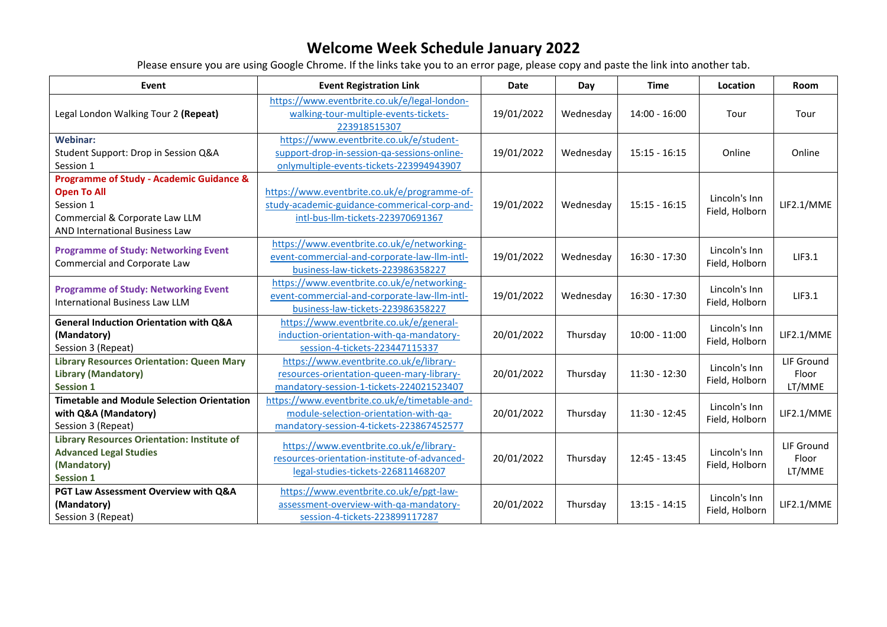# Welcome Week Schedule January 2022

Please ensure you are using Google Chrome. If the links take you to an error page, please copy and paste the link into another tab.

| Event | Event Registration Link | Date | Day | Time | Location | Room |
|---|---|---|---|---|---|---|
| Legal London Walking Tour 2 **(Repeat)** | https://www.eventbrite.co.uk/e/legal-london-walking-tour-multiple-events-tickets-223918515307 | 19/01/2022 | Wednesday | 14:00 - 16:00 | Tour | Tour |
| **Webinar:**<br>Student Support: Drop in Session Q&A<br>Session 1 | https://www.eventbrite.co.uk/e/student-support-drop-in-session-qa-sessions-online-onlymultiple-events-tickets-223994943907 | 19/01/2022 | Wednesday | 15:15 - 16:15 | Online | Online |
| **Programme of Study - Academic Guidance & Open To All**<br>Session 1<br>Commercial & Corporate Law LLM<br>AND International Business Law | https://www.eventbrite.co.uk/e/programme-of-study-academic-guidance-commerical-corp-and-intl-bus-llm-tickets-223970691367 | 19/01/2022 | Wednesday | 15:15 - 16:15 | Lincoln's Inn Field, Holborn | LIF2.1/MME |
| **Programme of Study: Networking Event**<br>Commercial and Corporate Law | https://www.eventbrite.co.uk/e/networking-event-commercial-and-corporate-law-llm-intl-business-law-tickets-223986358227 | 19/01/2022 | Wednesday | 16:30 - 17:30 | Lincoln's Inn Field, Holborn | LIF3.1 |
| **Programme of Study: Networking Event**<br>International Business Law LLM | https://www.eventbrite.co.uk/e/networking-event-commercial-and-corporate-law-llm-intl-business-law-tickets-223986358227 | 19/01/2022 | Wednesday | 16:30 - 17:30 | Lincoln's Inn Field, Holborn | LIF3.1 |
| **General Induction Orientation with Q&A (Mandatory)**<br>Session 3 (Repeat) | https://www.eventbrite.co.uk/e/general-induction-orientation-with-qa-mandatory-session-4-tickets-223447115337 | 20/01/2022 | Thursday | 10:00 - 11:00 | Lincoln's Inn Field, Holborn | LIF2.1/MME |
| **Library Resources Orientation: Queen Mary Library (Mandatory)**<br>**Session 1** | https://www.eventbrite.co.uk/e/library-resources-orientation-queen-mary-library-mandatory-session-1-tickets-224021523407 | 20/01/2022 | Thursday | 11:30 - 12:30 | Lincoln's Inn Field, Holborn | LIF Ground Floor LT/MME |
| **Timetable and Module Selection Orientation with Q&A (Mandatory)**<br>Session 3 (Repeat) | https://www.eventbrite.co.uk/e/timetable-and-module-selection-orientation-with-qa-mandatory-session-4-tickets-223867452577 | 20/01/2022 | Thursday | 11:30 - 12:45 | Lincoln's Inn Field, Holborn | LIF2.1/MME |
| **Library Resources Orientation: Institute of Advanced Legal Studies (Mandatory)**<br>**Session 1** | https://www.eventbrite.co.uk/e/library-resources-orientation-institute-of-advanced-legal-studies-tickets-226811468207 | 20/01/2022 | Thursday | 12:45 - 13:45 | Lincoln's Inn Field, Holborn | LIF Ground Floor LT/MME |
| **PGT Law Assessment Overview with Q&A (Mandatory)**<br>Session 3 (Repeat) | https://www.eventbrite.co.uk/e/pgt-law-assessment-overview-with-qa-mandatory-session-4-tickets-223899117287 | 20/01/2022 | Thursday | 13:15 - 14:15 | Lincoln's Inn Field, Holborn | LIF2.1/MME |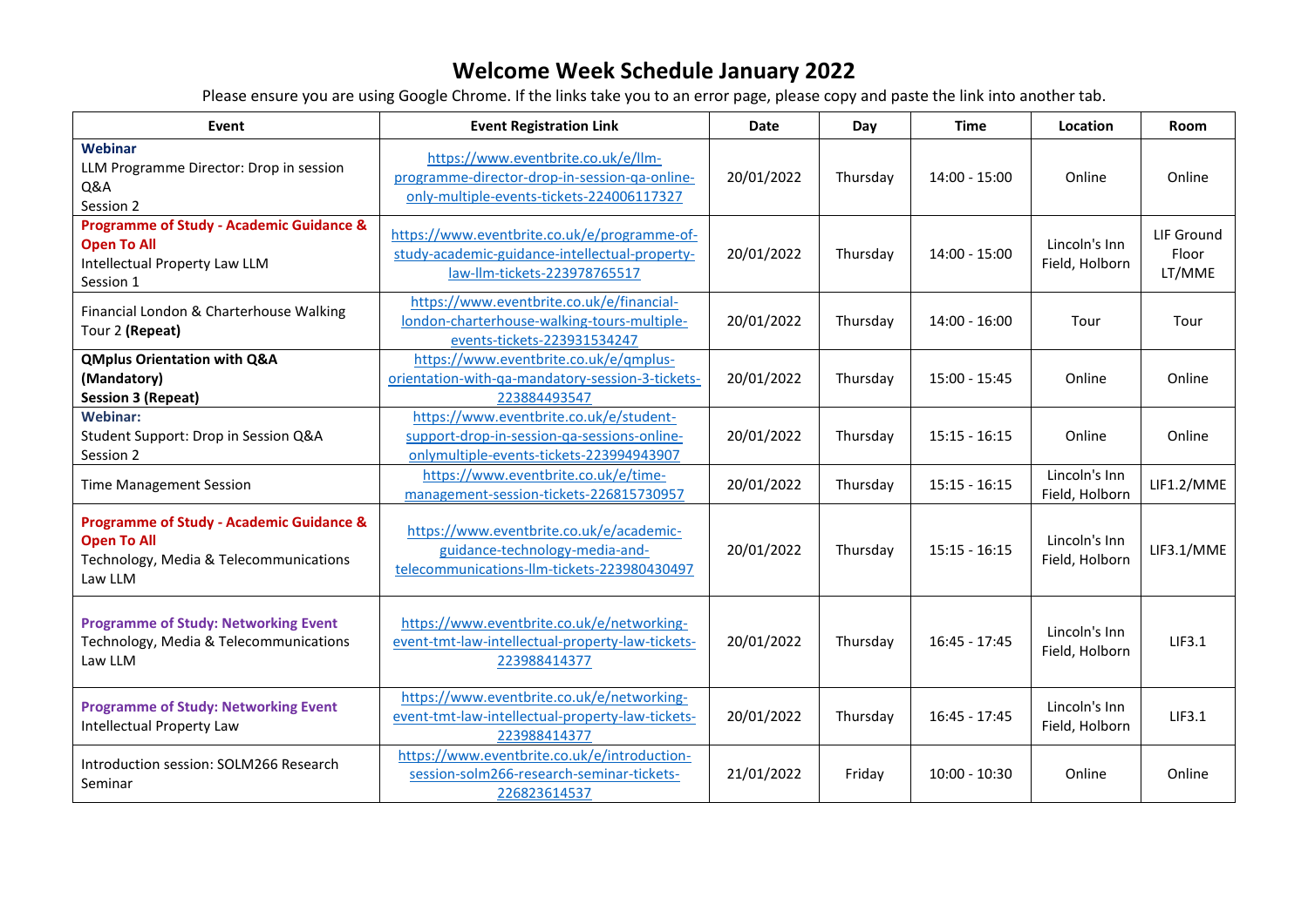# Welcome Week Schedule January 2022

Please ensure you are using Google Chrome. If the links take you to an error page, please copy and paste the link into another tab.

| Event | Event Registration Link | Date | Day | Time | Location | Room |
|---|---|---|---|---|---|---|
| **Webinar** LLM Programme Director: Drop in session Q&A Session 2 | https://www.eventbrite.co.uk/e/llm-programme-director-drop-in-session-qa-online-only-multiple-events-tickets-224006117327 | 20/01/2022 | Thursday | 14:00 - 15:00 | Online | Online |
| **Programme of Study - Academic Guidance & Open To All** Intellectual Property Law LLM Session 1 | https://www.eventbrite.co.uk/e/programme-of-study-academic-guidance-intellectual-property-law-llm-tickets-223978765517 | 20/01/2022 | Thursday | 14:00 - 15:00 | Lincoln's Inn Field, Holborn | LIF Ground Floor LT/MME |
| Financial London & Charterhouse Walking Tour 2 **(Repeat)** | https://www.eventbrite.co.uk/e/financial-london-charterhouse-walking-tours-multiple-events-tickets-223931534247 | 20/01/2022 | Thursday | 14:00 - 16:00 | Tour | Tour |
| **QMplus Orientation with Q&A (Mandatory) Session 3 (Repeat)** | https://www.eventbrite.co.uk/e/qmplus-orientation-with-qa-mandatory-session-3-tickets-223884493547 | 20/01/2022 | Thursday | 15:00 - 15:45 | Online | Online |
| **Webinar:** Student Support: Drop in Session Q&A Session 2 | https://www.eventbrite.co.uk/e/student-support-drop-in-session-qa-sessions-online-onlymultiple-events-tickets-223994943907 | 20/01/2022 | Thursday | 15:15 - 16:15 | Online | Online |
| Time Management Session | https://www.eventbrite.co.uk/e/time-management-session-tickets-226815730957 | 20/01/2022 | Thursday | 15:15 - 16:15 | Lincoln's Inn Field, Holborn | LIF1.2/MME |
| **Programme of Study - Academic Guidance & Open To All** Technology, Media & Telecommunications Law LLM | https://www.eventbrite.co.uk/e/academic-guidance-technology-media-and-telecommunications-llm-tickets-223980430497 | 20/01/2022 | Thursday | 15:15 - 16:15 | Lincoln's Inn Field, Holborn | LIF3.1/MME |
| **Programme of Study: Networking Event** Technology, Media & Telecommunications Law LLM | https://www.eventbrite.co.uk/e/networking-event-tmt-law-intellectual-property-law-tickets-223988414377 | 20/01/2022 | Thursday | 16:45 - 17:45 | Lincoln's Inn Field, Holborn | LIF3.1 |
| **Programme of Study: Networking Event** Intellectual Property Law | https://www.eventbrite.co.uk/e/networking-event-tmt-law-intellectual-property-law-tickets-223988414377 | 20/01/2022 | Thursday | 16:45 - 17:45 | Lincoln's Inn Field, Holborn | LIF3.1 |
| Introduction session: SOLM266 Research Seminar | https://www.eventbrite.co.uk/e/introduction-session-solm266-research-seminar-tickets-226823614537 | 21/01/2022 | Friday | 10:00 - 10:30 | Online | Online |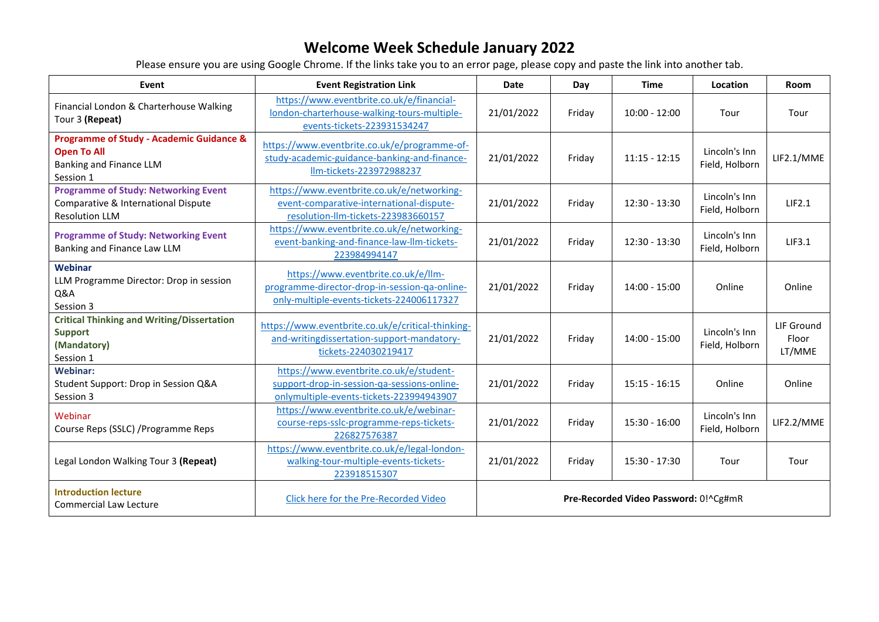# Welcome Week Schedule January 2022

Please ensure you are using Google Chrome. If the links take you to an error page, please copy and paste the link into another tab.

| Event | Event Registration Link | Date | Day | Time | Location | Room |
|---|---|---|---|---|---|---|
| Financial London & Charterhouse Walking Tour 3 **(Repeat)** | https://www.eventbrite.co.uk/e/financial-london-charterhouse-walking-tours-multiple-events-tickets-223931534247 | 21/01/2022 | Friday | 10:00 - 12:00 | Tour | Tour |
| **Programme of Study - Academic Guidance & Open To All** Banking and Finance LLM Session 1 | https://www.eventbrite.co.uk/e/programme-of-study-academic-guidance-banking-and-finance-llm-tickets-223972988237 | 21/01/2022 | Friday | 11:15 - 12:15 | Lincoln's Inn Field, Holborn | LIF2.1/MME |
| **Programme of Study: Networking Event** Comparative & International Dispute Resolution LLM | https://www.eventbrite.co.uk/e/networking-event-comparative-international-dispute-resolution-llm-tickets-223983660157 | 21/01/2022 | Friday | 12:30 - 13:30 | Lincoln's Inn Field, Holborn | LIF2.1 |
| **Programme of Study: Networking Event** Banking and Finance Law LLM | https://www.eventbrite.co.uk/e/networking-event-banking-and-finance-law-llm-tickets-223984994147 | 21/01/2022 | Friday | 12:30 - 13:30 | Lincoln's Inn Field, Holborn | LIF3.1 |
| **Webinar** LLM Programme Director: Drop in session Q&A Session 3 | https://www.eventbrite.co.uk/e/llm-programme-director-drop-in-session-qa-online-only-multiple-events-tickets-224006117327 | 21/01/2022 | Friday | 14:00 - 15:00 | Online | Online |
| **Critical Thinking and Writing/Dissertation Support (Mandatory)** Session 1 | https://www.eventbrite.co.uk/e/critical-thinking-and-writingdissertation-support-mandatory-tickets-224030219417 | 21/01/2022 | Friday | 14:00 - 15:00 | Lincoln's Inn Field, Holborn | LIF Ground Floor LT/MME |
| **Webinar:** Student Support: Drop in Session Q&A Session 3 | https://www.eventbrite.co.uk/e/student-support-drop-in-session-qa-sessions-online-onlymultiple-events-tickets-223994943907 | 21/01/2022 | Friday | 15:15 - 16:15 | Online | Online |
| Webinar Course Reps (SSLC) /Programme Reps | https://www.eventbrite.co.uk/e/webinar-course-reps-sslc-programme-reps-tickets-226827576387 | 21/01/2022 | Friday | 15:30 - 16:00 | Lincoln's Inn Field, Holborn | LIF2.2/MME |
| Legal London Walking Tour 3 **(Repeat)** | https://www.eventbrite.co.uk/e/legal-london-walking-tour-multiple-events-tickets-223918515307 | 21/01/2022 | Friday | 15:30 - 17:30 | Tour | Tour |
| **Introduction lecture** Commercial Law Lecture | Click here for the Pre-Recorded Video | **Pre-Recorded Video Password:** 0!^Cg#mR | | | | |